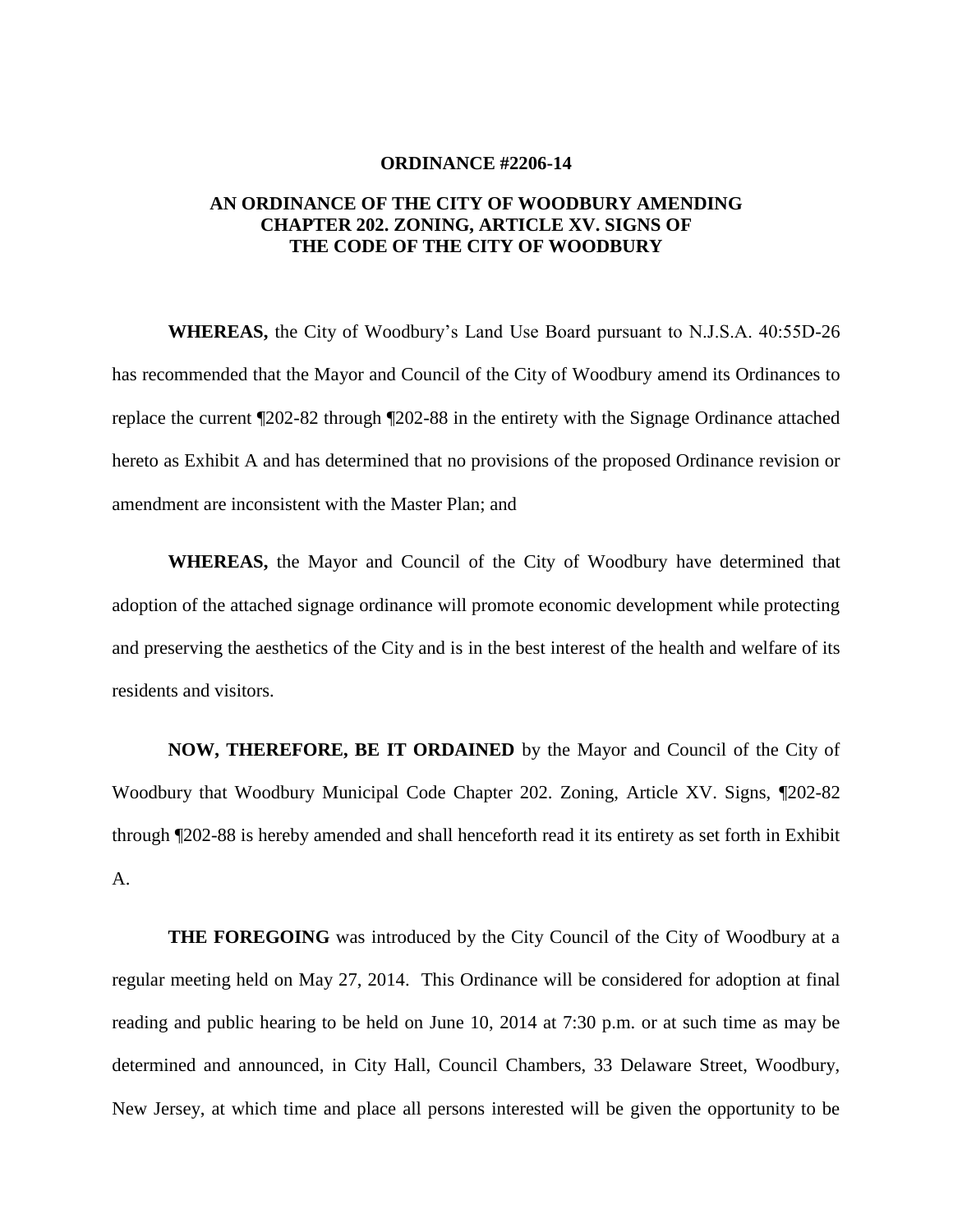**ORDINANCE #2206-14**

**AN ORDINANCE OF THE CITY OF WOODBURY AMENDING CHAPTER 202. ZONING, ARTICLE XV. SIGNS OF THE CODE OF THE CITY OF WOODBURY**

**WHEREAS,** the City of Woodbury's Land Use Board pursuant to N.J.S.A. 40:55D-26 has recommended that the Mayor and Council of the City of Woodbury amend its Ordinances to replace the current ¶202-82 through ¶202-88 in the entirety with the Signage Ordinance attached hereto as Exhibit A and has determined that no provisions of the proposed Ordinance revision or amendment are inconsistent with the Master Plan; and

**WHEREAS,** the Mayor and Council of the City of Woodbury have determined that adoption of the attached signage ordinance will promote economic development while protecting and preserving the aesthetics of the City and is in the best interest of the health and welfare of its residents and visitors.

**NOW, THEREFORE, BE IT ORDAINED** by the Mayor and Council of the City of Woodbury that Woodbury Municipal Code Chapter 202. Zoning, Article XV. Signs, ¶202-82 through ¶202-88 is hereby amended and shall henceforth read it its entirety as set forth in Exhibit A.

**THE FOREGOING** was introduced by the City Council of the City of Woodbury at a regular meeting held on May 27, 2014. This Ordinance will be considered for adoption at final reading and public hearing to be held on June 10, 2014 at 7:30 p.m. or at such time as may be determined and announced, in City Hall, Council Chambers, 33 Delaware Street, Woodbury, New Jersey, at which time and place all persons interested will be given the opportunity to be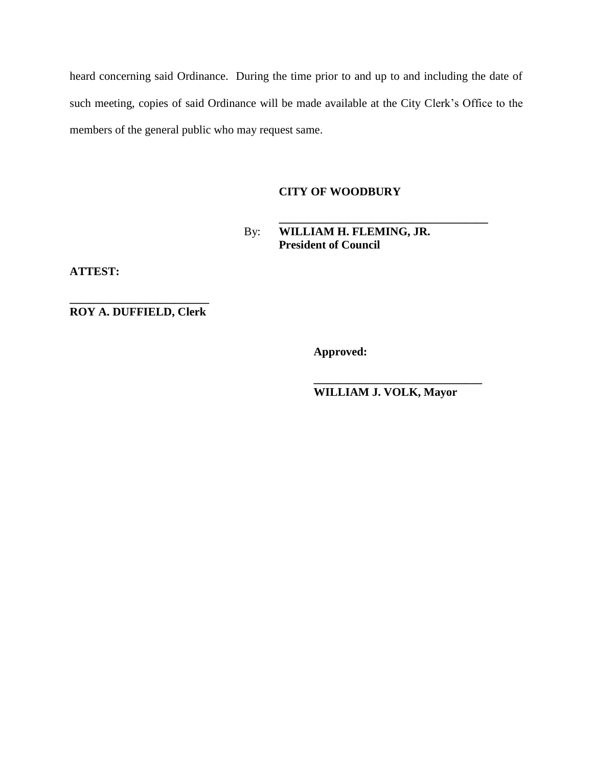heard concerning said Ordinance. During the time prior to and up to and including the date of such meeting, copies of said Ordinance will be made available at the City Clerk's Office to the members of the general public who may request same.

**CITY OF WOODBURY**

By: ____________________________________
**WILLIAM H. FLEMING, JR.**
**President of Council**

**ATTEST:**

________________________
**ROY A. DUFFIELD, Clerk**

**Approved:**

_____________________________
**WILLIAM J. VOLK, Mayor**